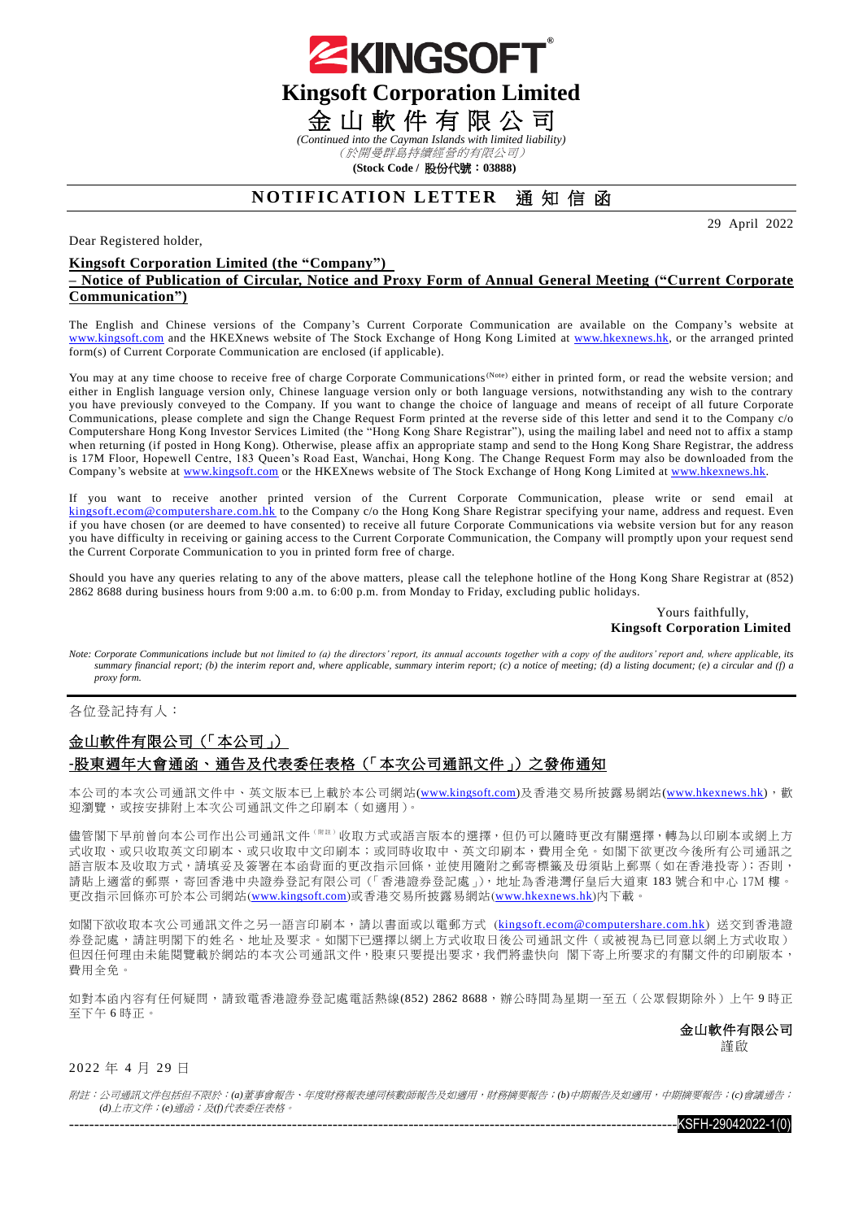# Kingsoft Corporation Limited

# 金山軟件有限公司

*(Continued into the Cayman Islands with limited liability)*

*（於開曼群島持續經營的有限公司）*

**(Stock Code / 股份代號：03888)**

## NOTIFICATION LETTER 通知信函

29 April 2022

Dear Registered holder,

**Kingsoft Corporation Limited (the "Company")**
**– Notice of Publication of Circular, Notice and Proxy Form of Annual General Meeting ("Current Corporate Communication")**

The English and Chinese versions of the Company's Current Corporate Communication are available on the Company's website at www.kingsoft.com and the HKEXnews website of The Stock Exchange of Hong Kong Limited at www.hkexnews.hk, or the arranged printed form(s) of Current Corporate Communication are enclosed (if applicable).

You may at any time choose to receive free of charge Corporate Communications (Note) either in printed form, or read the website version; and either in English language version only, Chinese language version only or both language versions, notwithstanding any wish to the contrary you have previously conveyed to the Company. If you want to change the choice of language and means of receipt of all future Corporate Communications, please complete and sign the Change Request Form printed at the reverse side of this letter and send it to the Company c/o Computershare Hong Kong Investor Services Limited (the "Hong Kong Share Registrar"), using the mailing label and need not to affix a stamp when returning (if posted in Hong Kong). Otherwise, please affix an appropriate stamp and send to the Hong Kong Share Registrar, the address is 17M Floor, Hopewell Centre, 183 Queen's Road East, Wanchai, Hong Kong. The Change Request Form may also be downloaded from the Company's website at www.kingsoft.com or the HKEXnews website of The Stock Exchange of Hong Kong Limited at www.hkexnews.hk.

If you want to receive another printed version of the Current Corporate Communication, please write or send email at kingsoft.ecom@computershare.com.hk to the Company c/o the Hong Kong Share Registrar specifying your name, address and request. Even if you have chosen (or are deemed to have consented) to receive all future Corporate Communications via website version but for any reason you have difficulty in receiving or gaining access to the Current Corporate Communication, the Company will promptly upon your request send the Current Corporate Communication to you in printed form free of charge.

Should you have any queries relating to any of the above matters, please call the telephone hotline of the Hong Kong Share Registrar at (852) 2862 8688 during business hours from 9:00 a.m. to 6:00 p.m. from Monday to Friday, excluding public holidays.

Yours faithfully,
**Kingsoft Corporation Limited**

*Note: Corporate Communications include but not limited to (a) the directors' report, its annual accounts together with a copy of the auditors' report and, where applicable, its summary financial report; (b) the interim report and, where applicable, summary interim report; (c) a notice of meeting; (d) a listing document; (e) a circular and (f) a proxy form.*

---

各位登記持有人：

**金山軟件有限公司（「本公司」）**
**-股東週年大會通函、通告及代表委任表格（「本次公司通訊文件」）之發佈通知**

本公司的本次公司通訊文件中、英文版本已上載於本公司網站(www.kingsoft.com)及香港交易所披露易網站(www.hkexnews.hk)，歡迎瀏覽，或按安排附上本次公司通訊文件之印刷本（如適用）。

儘管閣下早前曾向本公司作出公司通訊文件（附註）收取方式或語言版本的選擇，但仍可以隨時更改有關選擇，轉為以印刷本或網上方式收取、或只收取英文印刷本、或只收取中文印刷本；或同時收取中、英文印刷本，費用全免。如閣下欲更改今後所有公司通訊之語言版本及收取方式，請填妥及簽署在本函背面的更改指示回條，並使用隨附之郵寄標籤及毋須貼上郵票（如在香港投寄）；否則，請貼上適當的郵票，寄回香港中央證券登記有限公司（「香港證券登記處」），地址為香港灣仔皇后大道東 183 號合和中心 17M 樓。更改指示回條亦可於本公司網站(www.kingsoft.com)或香港交易所披露易網站(www.hkexnews.hk)內下載。

如閣下欲收取本次公司通訊文件之另一語言印刷本，請以書面或以電郵方式（kingsoft.ecom@computershare.com.hk）送交到香港證券登記處，請註明閣下的姓名、地址及要求。如閣下已選擇以網上方式收取日後公司通訊文件（或被視為已同意以網上方式收取）但因任何理由未能閱覽載於網站的本次公司通訊文件，股東只要提出要求，我們將盡快向 閣下寄上所要求的有關文件的印刷版本，費用全免。

如對本函內容有任何疑問，請致電香港證券登記處電話熱線(852) 2862 8688，辦公時間為星期一至五（公眾假期除外）上午 9 時正至下午 6 時正。

**金山軟件有限公司**
謹啟

2022 年 4 月 29 日

*附註：公司通訊文件包括但不限於：(a)董事會報告、年度財務報表連同核數師報告及如適用，財務摘要報告；(b)中期報告及如適用，中期摘要報告；(c)會議通告；(d)上市文件；(e)通函；及(f)代表委任表格。*

KSFH-29042022-1(0)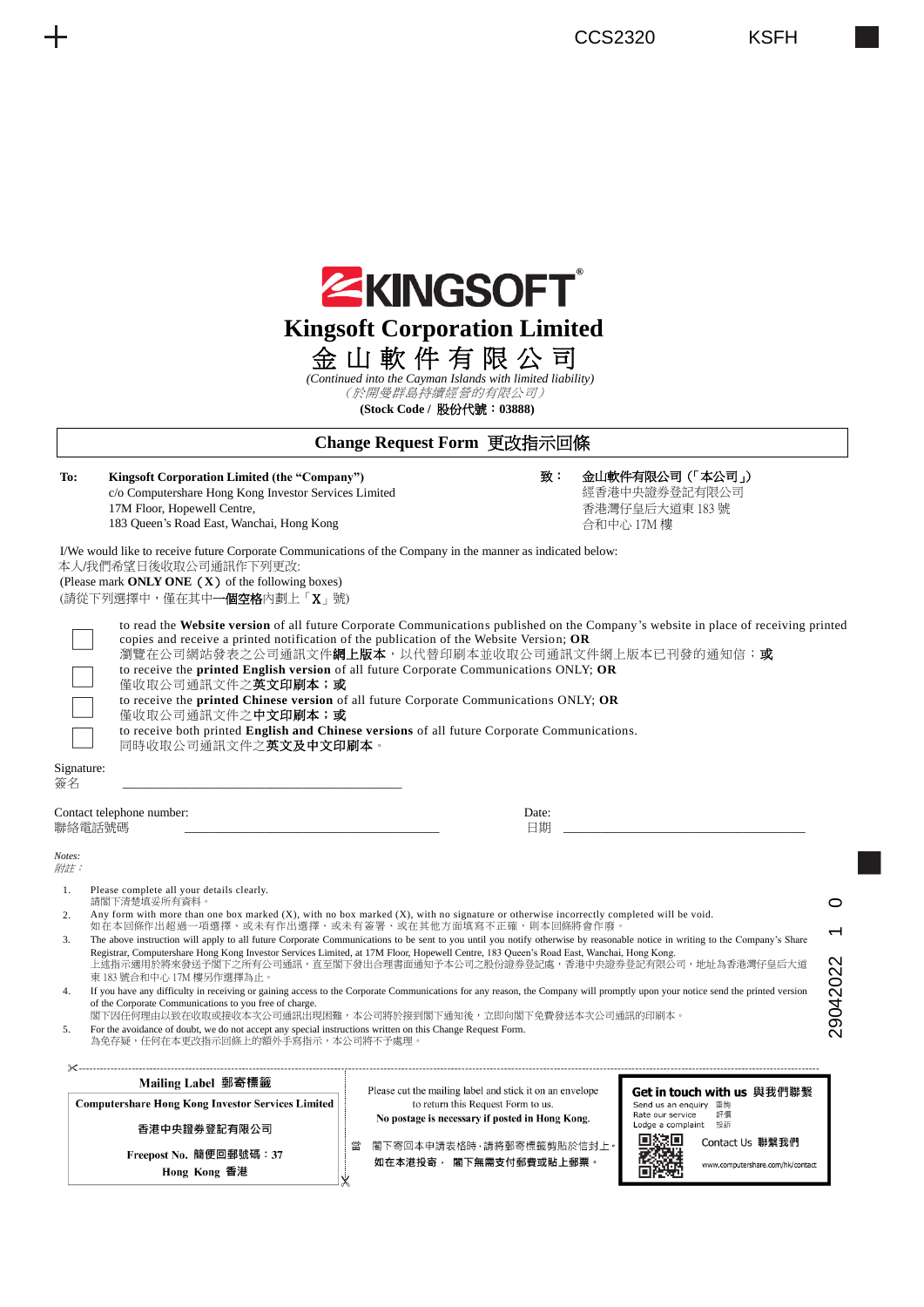KINGSOFT

# Kingsoft Corporation Limited

# 金山軟件有限公司

*(Continued into the Cayman Islands with limited liability)*

*（於開曼群島持續經營的有限公司）*

**(Stock Code / 股份代號：03888)**

## Change Request Form 更改指示回條

**To:** **Kingsoft Corporation Limited (the "Company")**
c/o Computershare Hong Kong Investor Services Limited
17M Floor, Hopewell Centre,
183 Queen's Road East, Wanchai, Hong Kong

**致：** **金山軟件有限公司（「本公司」）**
經香港中央證券登記有限公司
香港灣仔皇后大道東 183 號
合和中心 17M 樓

I/We would like to receive future Corporate Communications of the Company in the manner as indicated below:
本人/我們希望日後收取公司通訊作下列更改:
(Please mark **ONLY ONE** (**X**) of the following boxes)
(請從下列選擇中，僅在其中**一個空格**內劃上「**X**」號)

☐ to read the **Website version** of all future Corporate Communications published on the Company's website in place of receiving printed copies and receive a printed notification of the publication of the Website Version; **OR**
瀏覽在公司網站發表之公司通訊文件**網上版本**，以代替印刷本並收取公司通訊文件網上版本已刊發的通知信；**或**

☐ to receive the **printed English version** of all future Corporate Communications ONLY; **OR**
僅收取公司通訊文件之**英文印刷本；或**

☐ to receive the **printed Chinese version** of all future Corporate Communications ONLY; **OR**
僅收取公司通訊文件之**中文印刷本；或**

☐ to receive both printed **English and Chinese versions** of all future Corporate Communications.
同時收取公司通訊文件之**英文及中文印刷本**。

Signature:
簽名 ______________________________

Contact telephone number:
聯絡電話號碼 ______________________________

Date:
日期 ______________________________

*Notes:*
*附註：*

1. Please complete all your details clearly.
請閣下清楚填妥所有資料。
2. Any form with more than one box marked (X), with no box marked (X), with no signature or otherwise incorrectly completed will be void.
如在本回條作出超過一項選擇、或未有作出選擇、或未有簽署、或在其他方面填寫不正確，則本回條將會作廢。
3. The above instruction will apply to all future Corporate Communications to be sent to you until you notify otherwise by reasonable notice in writing to the Company's Share Registrar, Computershare Hong Kong Investor Services Limited, at 17M Floor, Hopewell Centre, 183 Queen's Road East, Wanchai, Hong Kong.
上述指示適用於將來發送予閣下之所有公司通訊，直至閣下發出合理書面通知予本公司之股份證券登記處，香港中央證券登記有限公司，地址為香港灣仔皇后大道東 183 號合和中心 17M 樓另作選擇為止。
4. If you have any difficulty in receiving or gaining access to the Corporate Communications for any reason, the Company will promptly upon your notice send the printed version of the Corporate Communications to you free of charge.
閣下因任何理由以致在收取或接收本次公司通訊出現困難，本公司將於接到閣下通知後，立即向閣下免費發送本次公司通訊的印刷本。
5. For the avoidance of doubt, we do not accept any special instructions written on this Change Request Form.
為免存疑，任何在本更改指示回條上的額外手寫指示，本公司將不予處理。

---

**Mailing Label 郵寄標籤**

**Computershare Hong Kong Investor Services Limited**

**香港中央證券登記有限公司**

**Freepost No. 簡便回郵號碼：37**

**Hong Kong 香港**

Please cut the mailing label and stick it on an envelope to return this Request Form to us.
**No postage is necessary if posted in Hong Kong.**

當閣下寄回本申請表格時，請將郵寄標籤剪貼於信封上。
**如在本港投寄，閣下無需支付郵費或貼上郵票。**

**Get in touch with us 與我們聯繫**
Send us an enquiry 查詢
Rate our service 評價
Lodge a complaint 投訴
Contact Us 聯繫我們
www.computershare.com/hk/contact